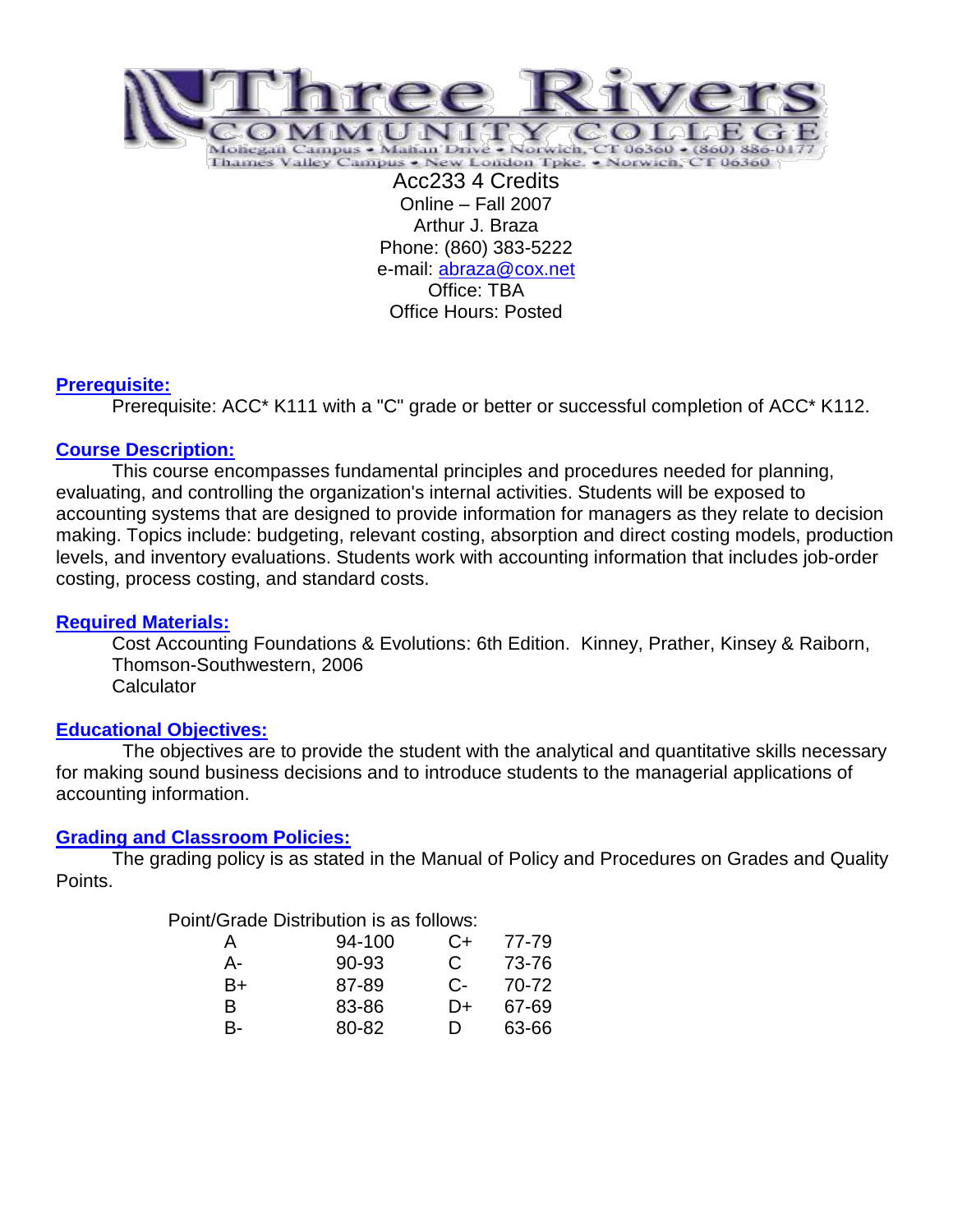# Three Rivers Community College

Mohegan Campus • Mahan Drive • Norwich, CT 06360 • (860) 886-0177
Thames Valley Campus • New London Tpke. • Norwich, CT 06360

Acc233 4 Credits
Online – Fall 2007
Arthur J. Braza
Phone: (860) 383-5222
e-mail: abraza@cox.net
Office: TBA
Office Hours: Posted

## Prerequisite:

Prerequisite: ACC* K111 with a "C" grade or better or successful completion of ACC* K112.

## Course Description:

This course encompasses fundamental principles and procedures needed for planning, evaluating, and controlling the organization's internal activities. Students will be exposed to accounting systems that are designed to provide information for managers as they relate to decision making. Topics include: budgeting, relevant costing, absorption and direct costing models, production levels, and inventory evaluations. Students work with accounting information that includes job-order costing, process costing, and standard costs.

## Required Materials:

Cost Accounting Foundations & Evolutions: 6th Edition. Kinney, Prather, Kinsey & Raiborn, Thomson-Southwestern, 2006
Calculator

## Educational Objectives:

The objectives are to provide the student with the analytical and quantitative skills necessary for making sound business decisions and to introduce students to the managerial applications of accounting information.

## Grading and Classroom Policies:

The grading policy is as stated in the Manual of Policy and Procedures on Grades and Quality Points.

Point/Grade Distribution is as follows:

| Grade | Points | Grade | Points |
|---|---|---|---|
| A | 94-100 | C+ | 77-79 |
| A- | 90-93 | C | 73-76 |
| B+ | 87-89 | C- | 70-72 |
| B | 83-86 | D+ | 67-69 |
| B- | 80-82 | D | 63-66 |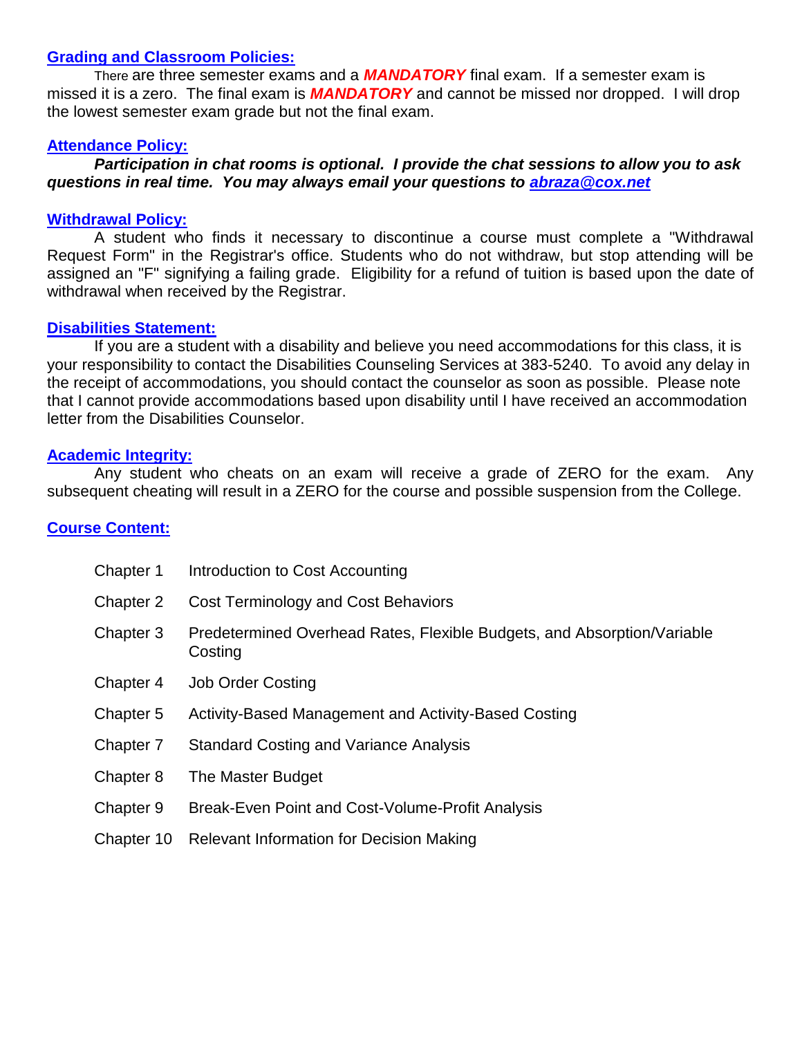## Grading and Classroom Policies:

There are three semester exams and a ***MANDATORY*** final exam. If a semester exam is missed it is a zero. The final exam is ***MANDATORY*** and cannot be missed nor dropped. I will drop the lowest semester exam grade but not the final exam.

## Attendance Policy:

***Participation in chat rooms is optional. I provide the chat sessions to allow you to ask questions in real time. You may always email your questions to [abraza@cox.net](mailto:abraza@cox.net)***

## Withdrawal Policy:

A student who finds it necessary to discontinue a course must complete a "Withdrawal Request Form" in the Registrar's office. Students who do not withdraw, but stop attending will be assigned an "F" signifying a failing grade. Eligibility for a refund of tuition is based upon the date of withdrawal when received by the Registrar.

## Disabilities Statement:

If you are a student with a disability and believe you need accommodations for this class, it is your responsibility to contact the Disabilities Counseling Services at 383-5240. To avoid any delay in the receipt of accommodations, you should contact the counselor as soon as possible. Please note that I cannot provide accommodations based upon disability until I have received an accommodation letter from the Disabilities Counselor.

## Academic Integrity:

Any student who cheats on an exam will receive a grade of ZERO for the exam. Any subsequent cheating will result in a ZERO for the course and possible suspension from the College.

## Course Content:

| | |
|---|---|
| Chapter 1 | Introduction to Cost Accounting |
| Chapter 2 | Cost Terminology and Cost Behaviors |
| Chapter 3 | Predetermined Overhead Rates, Flexible Budgets, and Absorption/Variable Costing |
| Chapter 4 | Job Order Costing |
| Chapter 5 | Activity-Based Management and Activity-Based Costing |
| Chapter 7 | Standard Costing and Variance Analysis |
| Chapter 8 | The Master Budget |
| Chapter 9 | Break-Even Point and Cost-Volume-Profit Analysis |
| Chapter 10 | Relevant Information for Decision Making |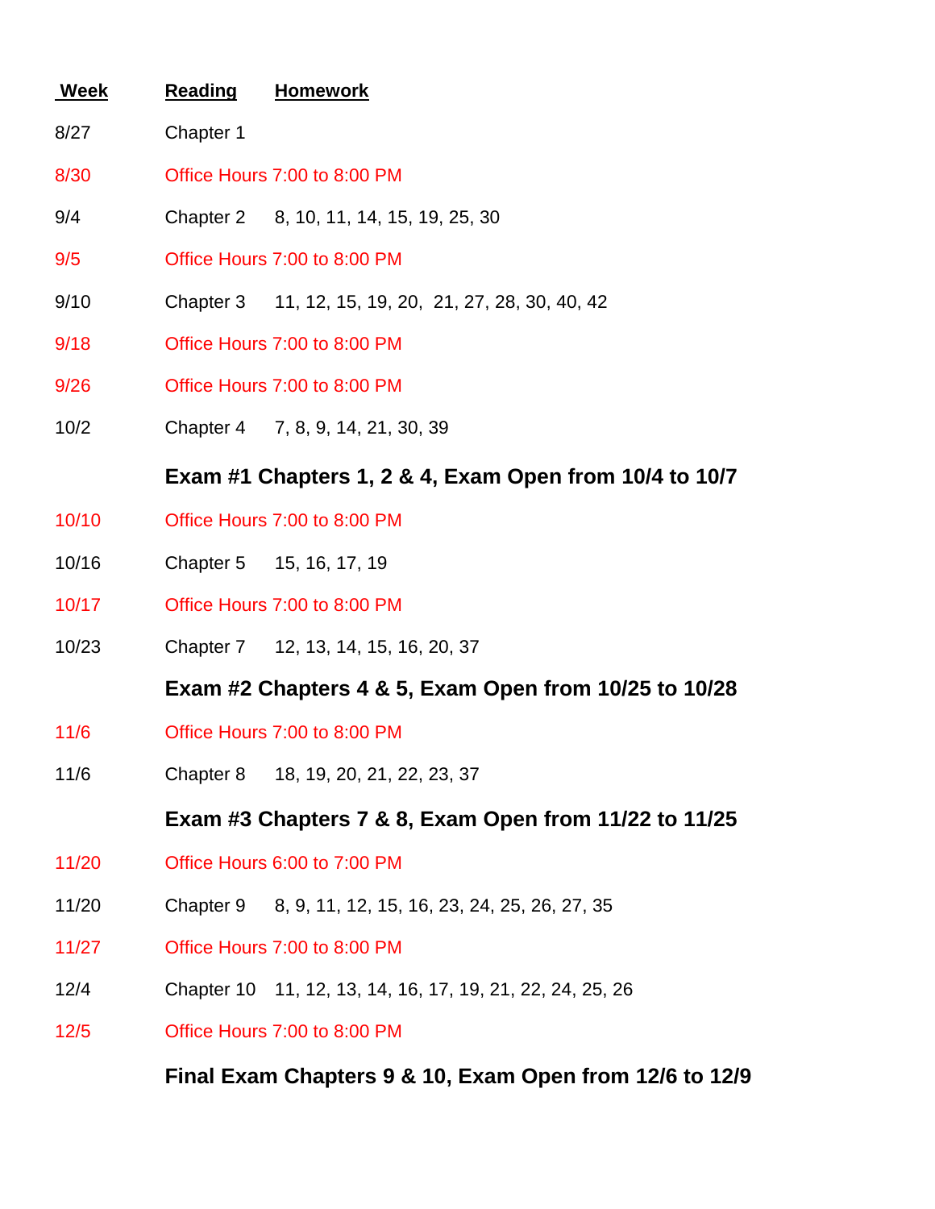| Week | Reading | Homework |
|---|---|---|
| 8/27 | Chapter 1 | |
| 8/30 | Office Hours 7:00 to 8:00 PM | |
| 9/4 | Chapter 2 | 8, 10, 11, 14, 15, 19, 25, 30 |
| 9/5 | Office Hours 7:00 to 8:00 PM | |
| 9/10 | Chapter 3 | 11, 12, 15, 19, 20, 21, 27, 28, 30, 40, 42 |
| 9/18 | Office Hours 7:00 to 8:00 PM | |
| 9/26 | Office Hours 7:00 to 8:00 PM | |
| 10/2 | Chapter 4 | 7, 8, 9, 14, 21, 30, 39 |
| | **Exam #1 Chapters 1, 2 & 4, Exam Open from 10/4 to 10/7** | |
| 10/10 | Office Hours 7:00 to 8:00 PM | |
| 10/16 | Chapter 5 | 15, 16, 17, 19 |
| 10/17 | Office Hours 7:00 to 8:00 PM | |
| 10/23 | Chapter 7 | 12, 13, 14, 15, 16, 20, 37 |
| | **Exam #2 Chapters 4 & 5, Exam Open from 10/25 to 10/28** | |
| 11/6 | Office Hours 7:00 to 8:00 PM | |
| 11/6 | Chapter 8 | 18, 19, 20, 21, 22, 23, 37 |
| | **Exam #3 Chapters 7 & 8, Exam Open from 11/22 to 11/25** | |
| 11/20 | Office Hours 6:00 to 7:00 PM | |
| 11/20 | Chapter 9 | 8, 9, 11, 12, 15, 16, 23, 24, 25, 26, 27, 35 |
| 11/27 | Office Hours 7:00 to 8:00 PM | |
| 12/4 | Chapter 10 | 11, 12, 13, 14, 16, 17, 19, 21, 22, 24, 25, 26 |
| 12/5 | Office Hours 7:00 to 8:00 PM | |
| | **Final Exam Chapters 9 & 10, Exam Open from 12/6 to 12/9** | |